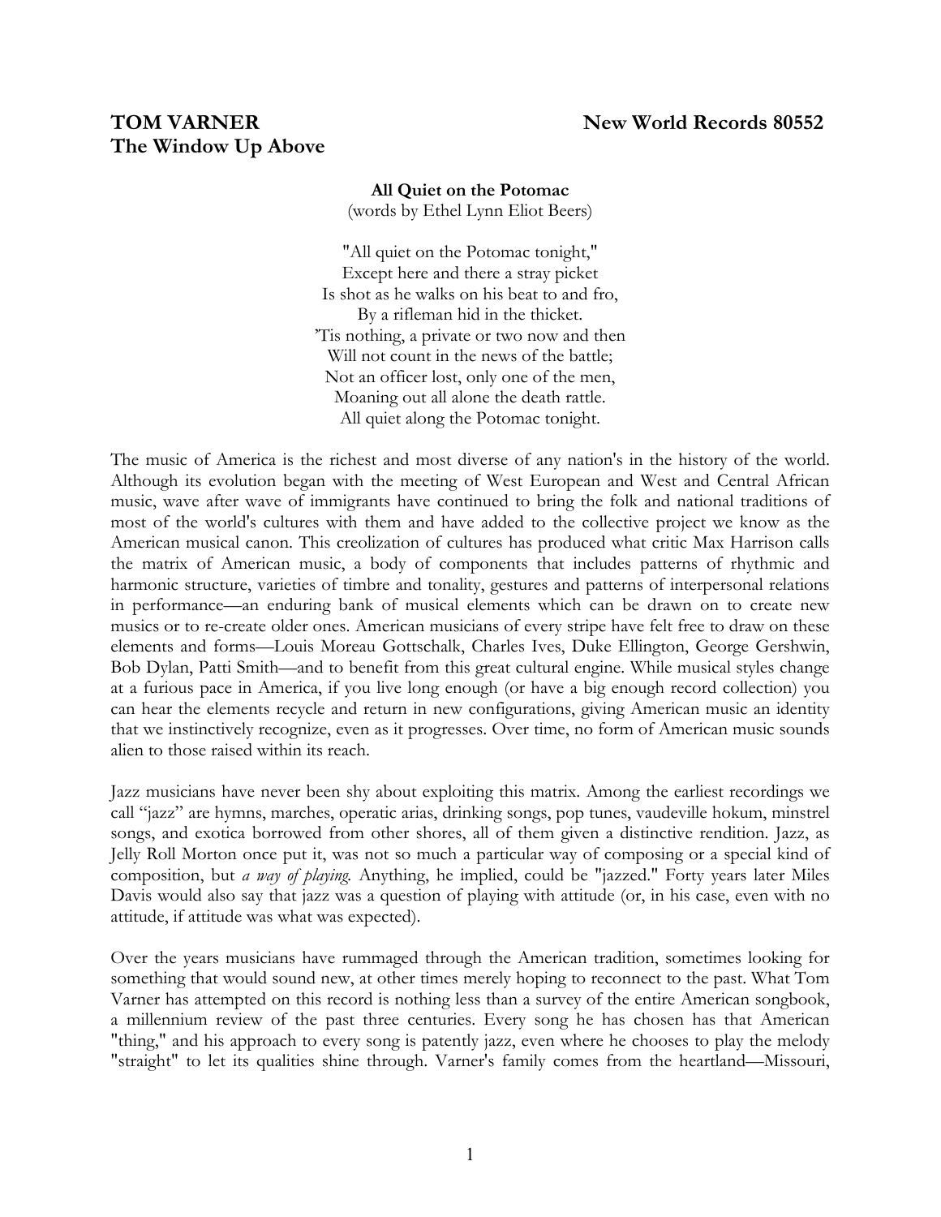# TOM VARNER — New World Records 80552

# The Window Up Above

**All Quiet on the Potomac**
(words by Ethel Lynn Eliot Beers)

"All quiet on the Potomac tonight,"
Except here and there a stray picket
Is shot as he walks on his beat to and fro,
By a rifleman hid in the thicket.
'Tis nothing, a private or two now and then
Will not count in the news of the battle;
Not an officer lost, only one of the men,
Moaning out all alone the death rattle.
All quiet along the Potomac tonight.

The music of America is the richest and most diverse of any nation's in the history of the world. Although its evolution began with the meeting of West European and West and Central African music, wave after wave of immigrants have continued to bring the folk and national traditions of most of the world's cultures with them and have added to the collective project we know as the American musical canon. This creolization of cultures has produced what critic Max Harrison calls the matrix of American music, a body of components that includes patterns of rhythmic and harmonic structure, varieties of timbre and tonality, gestures and patterns of interpersonal relations in performance—an enduring bank of musical elements which can be drawn on to create new musics or to re-create older ones. American musicians of every stripe have felt free to draw on these elements and forms—Louis Moreau Gottschalk, Charles Ives, Duke Ellington, George Gershwin, Bob Dylan, Patti Smith—and to benefit from this great cultural engine. While musical styles change at a furious pace in America, if you live long enough (or have a big enough record collection) you can hear the elements recycle and return in new configurations, giving American music an identity that we instinctively recognize, even as it progresses. Over time, no form of American music sounds alien to those raised within its reach.

Jazz musicians have never been shy about exploiting this matrix. Among the earliest recordings we call "jazz" are hymns, marches, operatic arias, drinking songs, pop tunes, vaudeville hokum, minstrel songs, and exotica borrowed from other shores, all of them given a distinctive rendition. Jazz, as Jelly Roll Morton once put it, was not so much a particular way of composing or a special kind of composition, but *a way of playing*. Anything, he implied, could be "jazzed." Forty years later Miles Davis would also say that jazz was a question of playing with attitude (or, in his case, even with no attitude, if attitude was what was expected).

Over the years musicians have rummaged through the American tradition, sometimes looking for something that would sound new, at other times merely hoping to reconnect to the past. What Tom Varner has attempted on this record is nothing less than a survey of the entire American songbook, a millennium review of the past three centuries. Every song he has chosen has that American "thing," and his approach to every song is patently jazz, even where he chooses to play the melody "straight" to let its qualities shine through. Varner's family comes from the heartland—Missouri,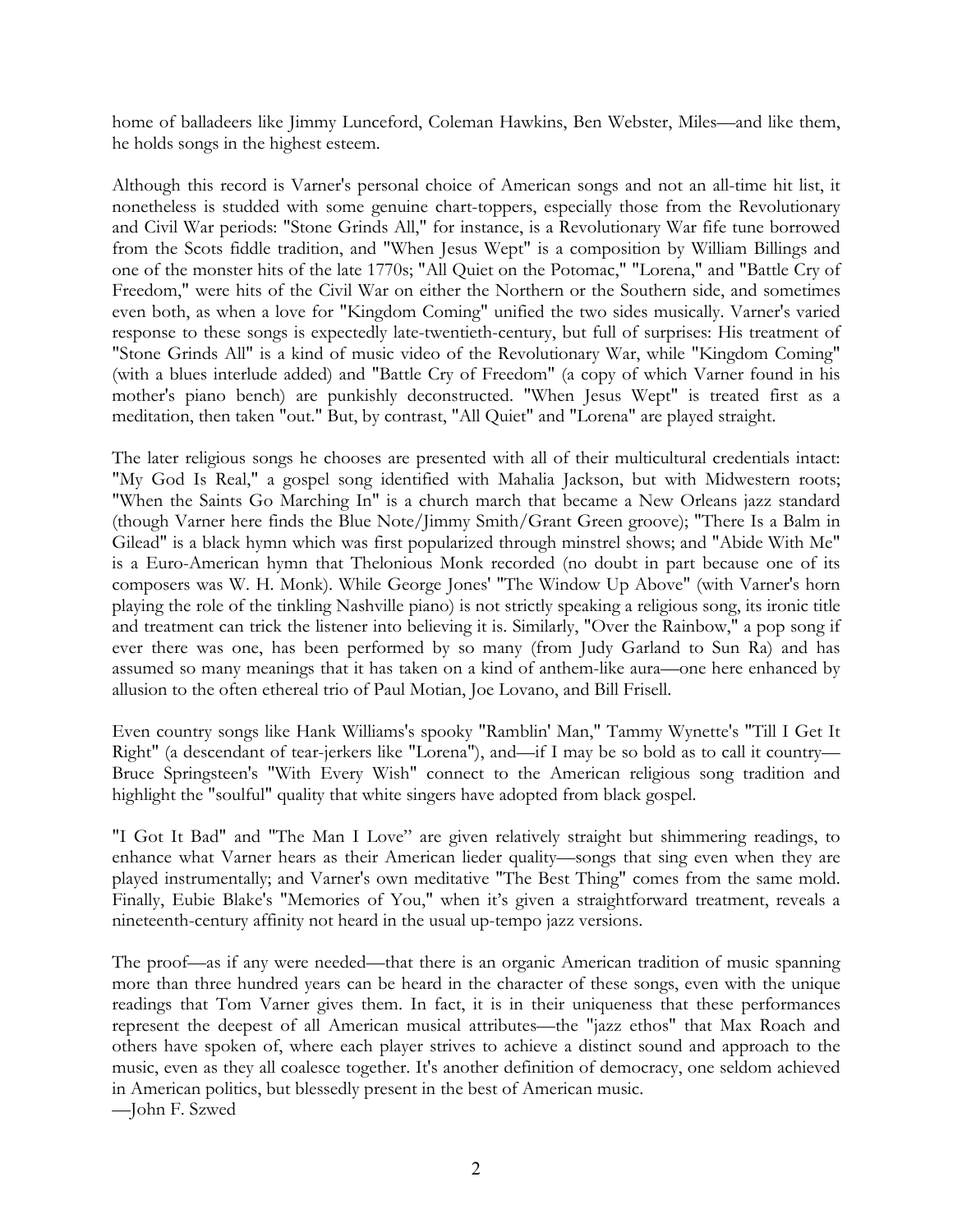home of balladeers like Jimmy Lunceford, Coleman Hawkins, Ben Webster, Miles—and like them, he holds songs in the highest esteem.

Although this record is Varner's personal choice of American songs and not an all-time hit list, it nonetheless is studded with some genuine chart-toppers, especially those from the Revolutionary and Civil War periods: "Stone Grinds All," for instance, is a Revolutionary War fife tune borrowed from the Scots fiddle tradition, and "When Jesus Wept" is a composition by William Billings and one of the monster hits of the late 1770s; "All Quiet on the Potomac," "Lorena," and "Battle Cry of Freedom," were hits of the Civil War on either the Northern or the Southern side, and sometimes even both, as when a love for "Kingdom Coming" unified the two sides musically. Varner's varied response to these songs is expectedly late-twentieth-century, but full of surprises: His treatment of "Stone Grinds All" is a kind of music video of the Revolutionary War, while "Kingdom Coming" (with a blues interlude added) and "Battle Cry of Freedom" (a copy of which Varner found in his mother's piano bench) are punkishly deconstructed. "When Jesus Wept" is treated first as a meditation, then taken "out." But, by contrast, "All Quiet" and "Lorena" are played straight.

The later religious songs he chooses are presented with all of their multicultural credentials intact: "My God Is Real," a gospel song identified with Mahalia Jackson, but with Midwestern roots; "When the Saints Go Marching In" is a church march that became a New Orleans jazz standard (though Varner here finds the Blue Note/Jimmy Smith/Grant Green groove); "There Is a Balm in Gilead" is a black hymn which was first popularized through minstrel shows; and "Abide With Me" is a Euro-American hymn that Thelonious Monk recorded (no doubt in part because one of its composers was W. H. Monk). While George Jones' "The Window Up Above" (with Varner's horn playing the role of the tinkling Nashville piano) is not strictly speaking a religious song, its ironic title and treatment can trick the listener into believing it is. Similarly, "Over the Rainbow," a pop song if ever there was one, has been performed by so many (from Judy Garland to Sun Ra) and has assumed so many meanings that it has taken on a kind of anthem-like aura—one here enhanced by allusion to the often ethereal trio of Paul Motian, Joe Lovano, and Bill Frisell.

Even country songs like Hank Williams's spooky "Ramblin' Man," Tammy Wynette's "Till I Get It Right" (a descendant of tear-jerkers like "Lorena"), and—if I may be so bold as to call it country—Bruce Springsteen's "With Every Wish" connect to the American religious song tradition and highlight the "soulful" quality that white singers have adopted from black gospel.

"I Got It Bad" and "The Man I Love" are given relatively straight but shimmering readings, to enhance what Varner hears as their American lieder quality—songs that sing even when they are played instrumentally; and Varner's own meditative "The Best Thing" comes from the same mold. Finally, Eubie Blake's "Memories of You," when it's given a straightforward treatment, reveals a nineteenth-century affinity not heard in the usual up-tempo jazz versions.

The proof—as if any were needed—that there is an organic American tradition of music spanning more than three hundred years can be heard in the character of these songs, even with the unique readings that Tom Varner gives them. In fact, it is in their uniqueness that these performances represent the deepest of all American musical attributes—the "jazz ethos" that Max Roach and others have spoken of, where each player strives to achieve a distinct sound and approach to the music, even as they all coalesce together. It's another definition of democracy, one seldom achieved in American politics, but blessedly present in the best of American music.
—John F. Szwed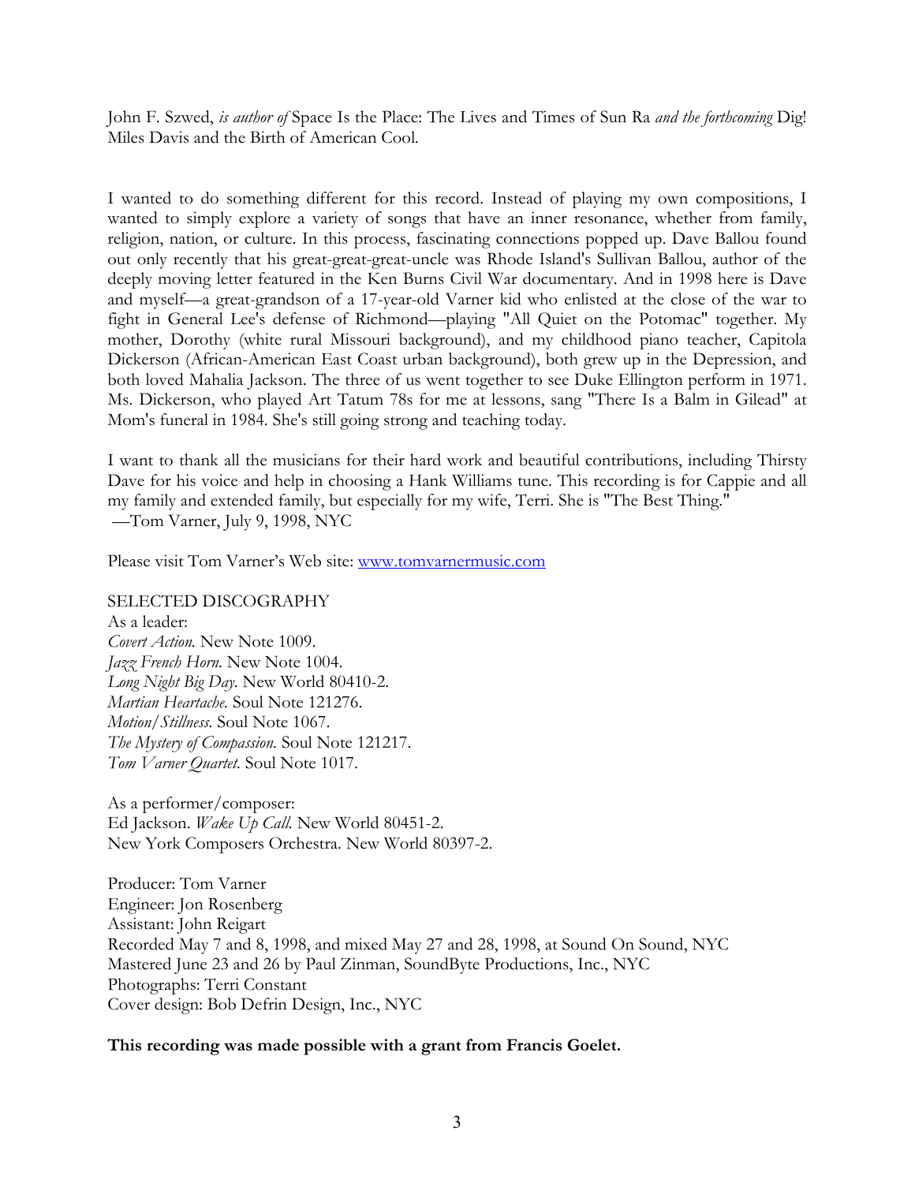John F. Szwed, *is author of* Space Is the Place: The Lives and Times of Sun Ra *and the forthcoming* Dig! Miles Davis and the Birth of American Cool.

I wanted to do something different for this record. Instead of playing my own compositions, I wanted to simply explore a variety of songs that have an inner resonance, whether from family, religion, nation, or culture. In this process, fascinating connections popped up. Dave Ballou found out only recently that his great-great-great-uncle was Rhode Island's Sullivan Ballou, author of the deeply moving letter featured in the Ken Burns Civil War documentary. And in 1998 here is Dave and myself—a great-grandson of a 17-year-old Varner kid who enlisted at the close of the war to fight in General Lee's defense of Richmond—playing "All Quiet on the Potomac" together. My mother, Dorothy (white rural Missouri background), and my childhood piano teacher, Capitola Dickerson (African-American East Coast urban background), both grew up in the Depression, and both loved Mahalia Jackson. The three of us went together to see Duke Ellington perform in 1971. Ms. Dickerson, who played Art Tatum 78s for me at lessons, sang "There Is a Balm in Gilead" at Mom's funeral in 1984. She's still going strong and teaching today.

I want to thank all the musicians for their hard work and beautiful contributions, including Thirsty Dave for his voice and help in choosing a Hank Williams tune. This recording is for Cappie and all my family and extended family, but especially for my wife, Terri. She is "The Best Thing."
—Tom Varner, July 9, 1998, NYC

Please visit Tom Varner's Web site: [www.tomvarnermusic.com](http://www.tomvarnermusic.com)

SELECTED DISCOGRAPHY
As a leader:
*Covert Action.* New Note 1009.
*Jazz French Horn.* New Note 1004.
*Long Night Big Day.* New World 80410-2.
*Martian Heartache.* Soul Note 121276.
*Motion/Stillness.* Soul Note 1067.
*The Mystery of Compassion.* Soul Note 121217.
*Tom Varner Quartet.* Soul Note 1017.

As a performer/composer:
Ed Jackson. *Wake Up Call.* New World 80451-2.
New York Composers Orchestra. New World 80397-2.

Producer: Tom Varner
Engineer: Jon Rosenberg
Assistant: John Reigart
Recorded May 7 and 8, 1998, and mixed May 27 and 28, 1998, at Sound On Sound, NYC
Mastered June 23 and 26 by Paul Zinman, SoundByte Productions, Inc., NYC
Photographs: Terri Constant
Cover design: Bob Defrin Design, Inc., NYC

**This recording was made possible with a grant from Francis Goelet.**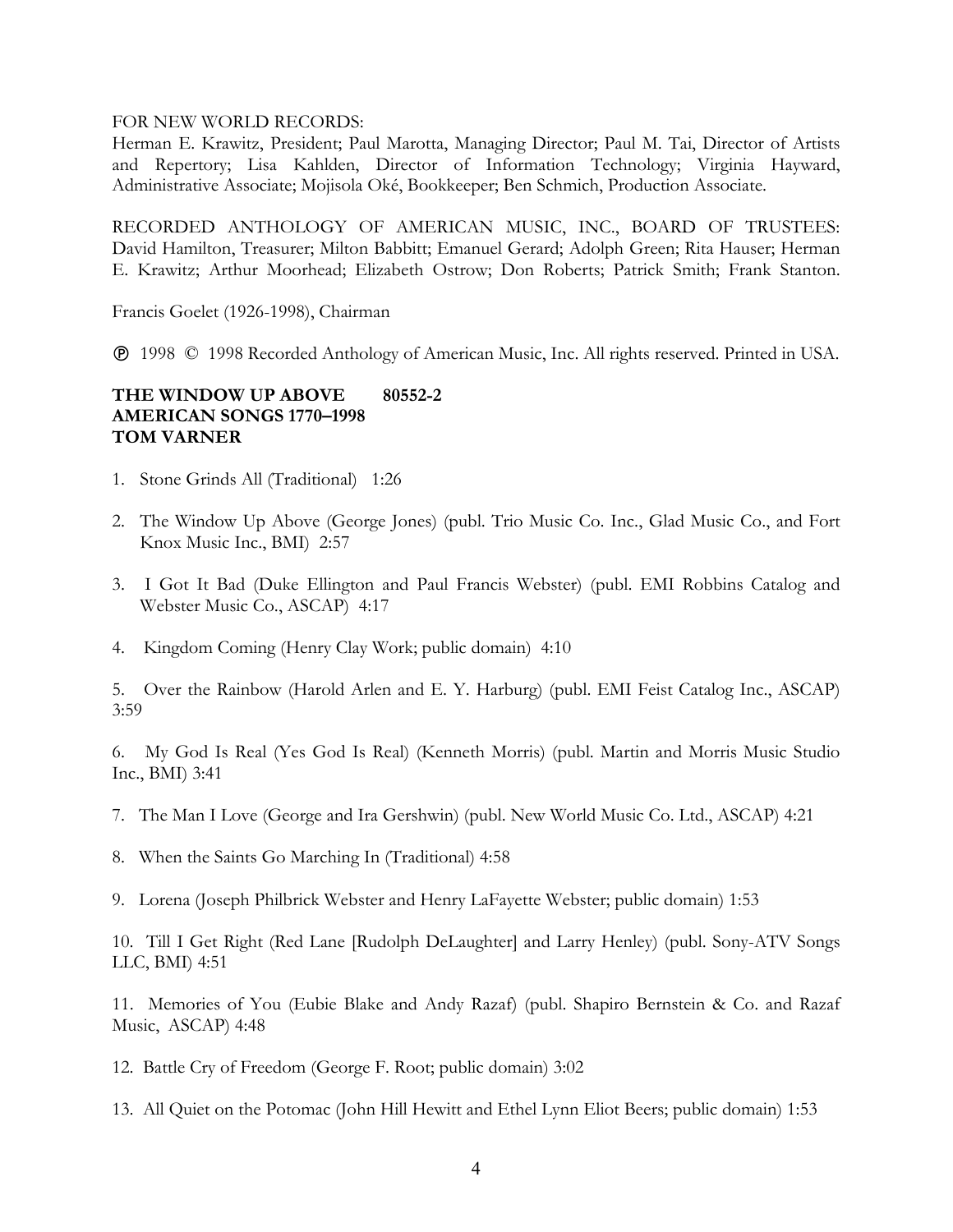FOR NEW WORLD RECORDS:
Herman E. Krawitz, President; Paul Marotta, Managing Director; Paul M. Tai, Director of Artists and Repertory; Lisa Kahlden, Director of Information Technology; Virginia Hayward, Administrative Associate; Mojisola Oké, Bookkeeper; Ben Schmich, Production Associate.

RECORDED ANTHOLOGY OF AMERICAN MUSIC, INC., BOARD OF TRUSTEES: David Hamilton, Treasurer; Milton Babbitt; Emanuel Gerard; Adolph Green; Rita Hauser; Herman E. Krawitz; Arthur Moorhead; Elizabeth Ostrow; Don Roberts; Patrick Smith; Frank Stanton.

Francis Goelet (1926-1998), Chairman

℗ 1998 © 1998 Recorded Anthology of American Music, Inc. All rights reserved. Printed in USA.

**THE WINDOW UP ABOVE 80552-2**
**AMERICAN SONGS 1770–1998**
**TOM VARNER**

1. Stone Grinds All (Traditional) 1:26

2. The Window Up Above (George Jones) (publ. Trio Music Co. Inc., Glad Music Co., and Fort Knox Music Inc., BMI) 2:57

3. I Got It Bad (Duke Ellington and Paul Francis Webster) (publ. EMI Robbins Catalog and Webster Music Co., ASCAP) 4:17

4. Kingdom Coming (Henry Clay Work; public domain) 4:10

5. Over the Rainbow (Harold Arlen and E. Y. Harburg) (publ. EMI Feist Catalog Inc., ASCAP) 3:59

6. My God Is Real (Yes God Is Real) (Kenneth Morris) (publ. Martin and Morris Music Studio Inc., BMI) 3:41

7. The Man I Love (George and Ira Gershwin) (publ. New World Music Co. Ltd., ASCAP) 4:21

8. When the Saints Go Marching In (Traditional) 4:58

9. Lorena (Joseph Philbrick Webster and Henry LaFayette Webster; public domain) 1:53

10. Till I Get Right (Red Lane [Rudolph DeLaughter] and Larry Henley) (publ. Sony-ATV Songs LLC, BMI) 4:51

11. Memories of You (Eubie Blake and Andy Razaf) (publ. Shapiro Bernstein & Co. and Razaf Music, ASCAP) 4:48

12. Battle Cry of Freedom (George F. Root; public domain) 3:02

13. All Quiet on the Potomac (John Hill Hewitt and Ethel Lynn Eliot Beers; public domain) 1:53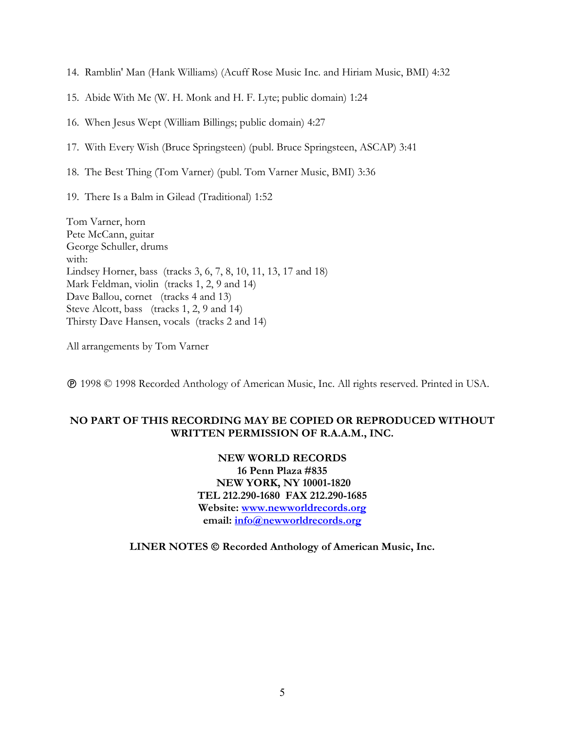14. Ramblin' Man (Hank Williams) (Acuff Rose Music Inc. and Hiriam Music, BMI) 4:32

15. Abide With Me (W. H. Monk and H. F. Lyte; public domain) 1:24

16. When Jesus Wept (William Billings; public domain) 4:27

17. With Every Wish (Bruce Springsteen) (publ. Bruce Springsteen, ASCAP) 3:41

18. The Best Thing (Tom Varner) (publ. Tom Varner Music, BMI) 3:36

19. There Is a Balm in Gilead (Traditional) 1:52

Tom Varner, horn
Pete McCann, guitar
George Schuller, drums
with:
Lindsey Horner, bass (tracks 3, 6, 7, 8, 10, 11, 13, 17 and 18)
Mark Feldman, violin (tracks 1, 2, 9 and 14)
Dave Ballou, cornet (tracks 4 and 13)
Steve Alcott, bass (tracks 1, 2, 9 and 14)
Thirsty Dave Hansen, vocals (tracks 2 and 14)

All arrangements by Tom Varner

℗ 1998 © 1998 Recorded Anthology of American Music, Inc. All rights reserved. Printed in USA.

**NO PART OF THIS RECORDING MAY BE COPIED OR REPRODUCED WITHOUT WRITTEN PERMISSION OF R.A.A.M., INC.**

**NEW WORLD RECORDS**
**16 Penn Plaza #835**
**NEW YORK, NY 10001-1820**
**TEL 212.290-1680 FAX 212.290-1685**
**Website: www.newworldrecords.org**
**email: info@newworldrecords.org**

**LINER NOTES © Recorded Anthology of American Music, Inc.**